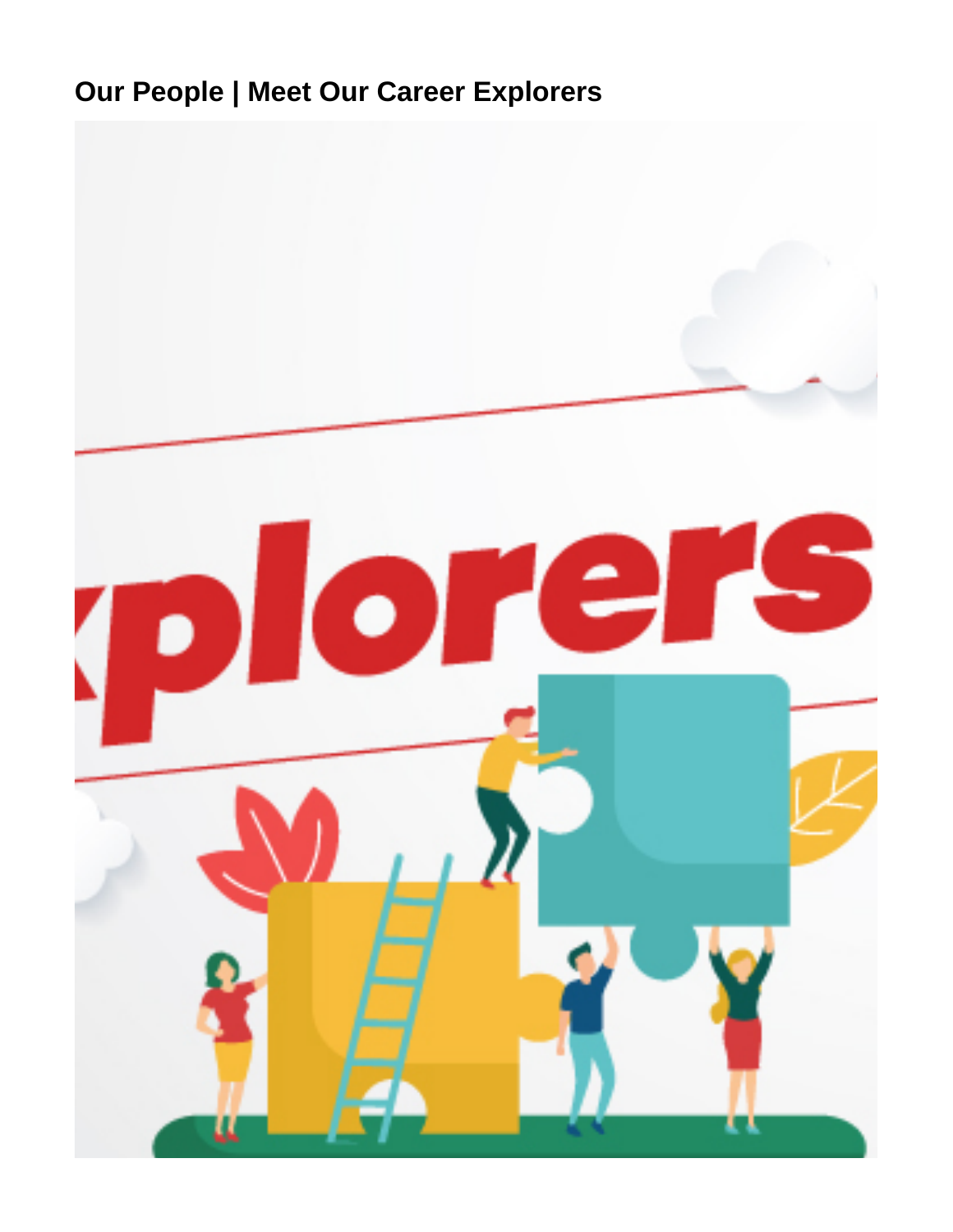# Our People | Meet Our Career Explorers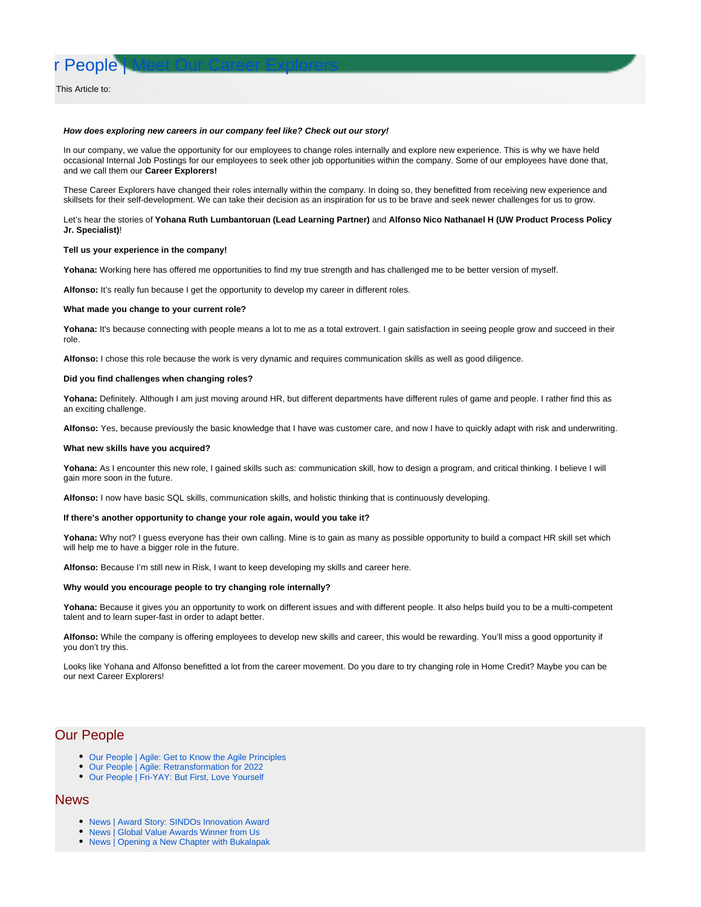# r People | Meet Our Career Explorers

This Article to:

***How does exploring new careers in our company feel like? Check out our story!***

In our company, we value the opportunity for our employees to change roles internally and explore new experience. This is why we have held occasional Internal Job Postings for our employees to seek other job opportunities within the company. Some of our employees have done that, and we call them our **Career Explorers!**

These Career Explorers have changed their roles internally within the company. In doing so, they benefitted from receiving new experience and skillsets for their self-development. We can take their decision as an inspiration for us to be brave and seek newer challenges for us to grow.

Let's hear the stories of **Yohana Ruth Lumbantoruan (Lead Learning Partner)** and **Alfonso Nico Nathanael H (UW Product Process Policy Jr. Specialist)**!

**Tell us your experience in the company!**

**Yohana:** Working here has offered me opportunities to find my true strength and has challenged me to be better version of myself.

**Alfonso:** It's really fun because I get the opportunity to develop my career in different roles.

**What made you change to your current role?**

**Yohana:** It's because connecting with people means a lot to me as a total extrovert. I gain satisfaction in seeing people grow and succeed in their role.

**Alfonso:** I chose this role because the work is very dynamic and requires communication skills as well as good diligence.

**Did you find challenges when changing roles?**

**Yohana:** Definitely. Although I am just moving around HR, but different departments have different rules of game and people. I rather find this as an exciting challenge.

**Alfonso:** Yes, because previously the basic knowledge that I have was customer care, and now I have to quickly adapt with risk and underwriting.

**What new skills have you acquired?**

**Yohana:** As I encounter this new role, I gained skills such as: communication skill, how to design a program, and critical thinking. I believe I will gain more soon in the future.

**Alfonso:** I now have basic SQL skills, communication skills, and holistic thinking that is continuously developing.

**If there's another opportunity to change your role again, would you take it?**

**Yohana:** Why not? I guess everyone has their own calling. Mine is to gain as many as possible opportunity to build a compact HR skill set which will help me to have a bigger role in the future.

**Alfonso:** Because I'm still new in Risk, I want to keep developing my skills and career here.

**Why would you encourage people to try changing role internally?**

**Yohana:** Because it gives you an opportunity to work on different issues and with different people. It also helps build you to be a multi-competent talent and to learn super-fast in order to adapt better.

**Alfonso:** While the company is offering employees to develop new skills and career, this would be rewarding. You'll miss a good opportunity if you don't try this.

Looks like Yohana and Alfonso benefitted a lot from the career movement. Do you dare to try changing role in Home Credit? Maybe you can be our next Career Explorers!

## Our People

- Our People | Agile: Get to Know the Agile Principles
- Our People | Agile: Retransformation for 2022
- Our People | Fri-YAY: But First, Love Yourself

## News

- News | Award Story: SINDOs Innovation Award
- News | Global Value Awards Winner from Us
- News | Opening a New Chapter with Bukalapak